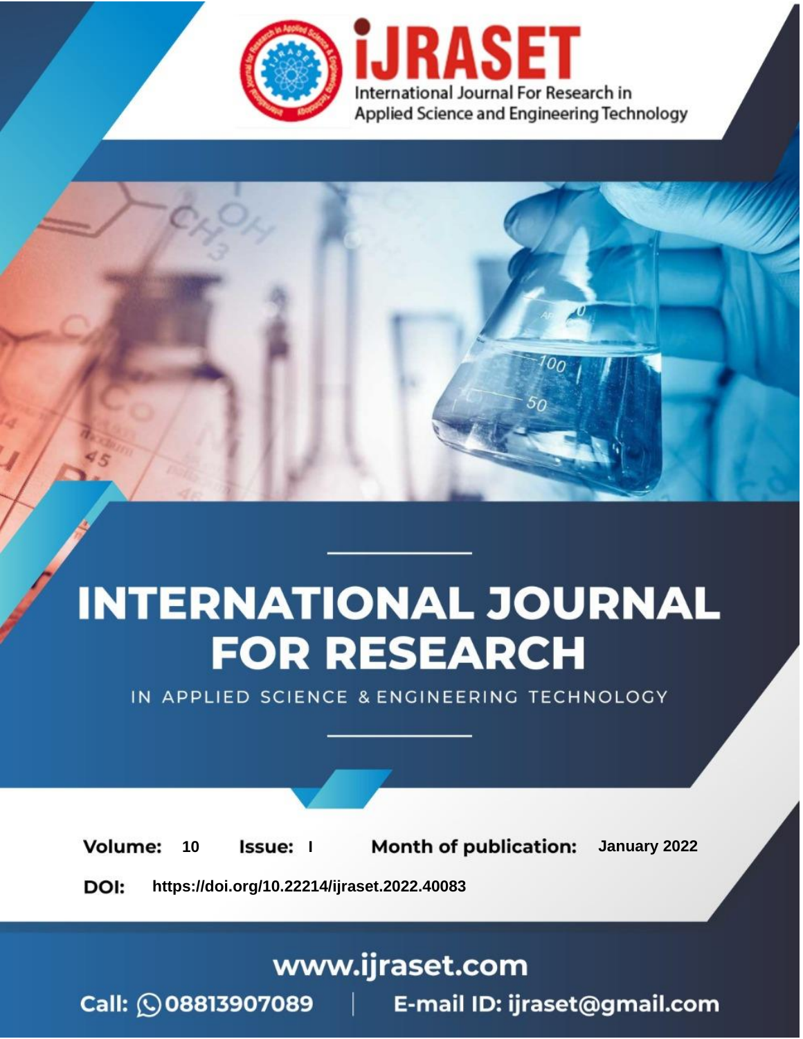iJRASET

International Journal For Research in Applied Science and Engineering Technology

# INTERNATIONAL JOURNAL FOR RESEARCH

IN APPLIED SCIENCE & ENGINEERING TECHNOLOGY

**Volume:** 10 **Issue:** I **Month of publication:** January 2022

**DOI:** https://doi.org/10.22214/ijraset.2022.40083

www.ijraset.com

Call: 08813907089 | E-mail ID: ijraset@gmail.com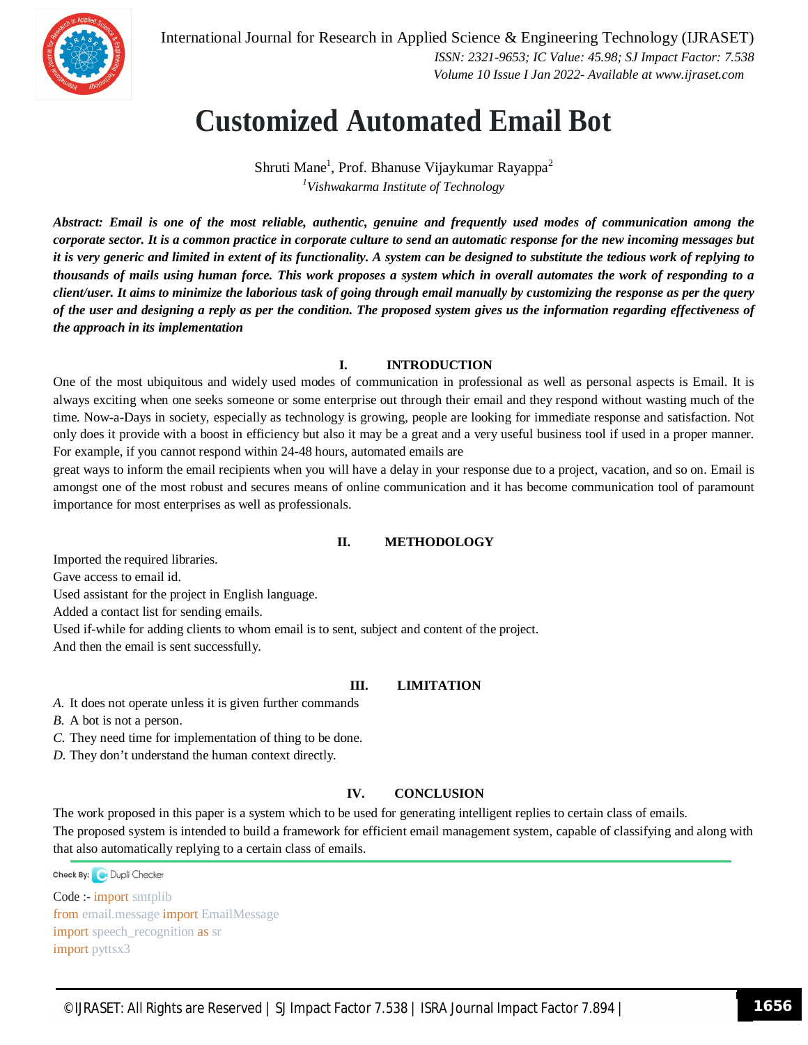# Customized Automated Email Bot

Shruti Mane[1], Prof. Bhanuse Vijaykumar Rayappa[2]

[1]*Vishwakarma Institute of Technology*

***Abstract: Email is one of the most reliable, authentic, genuine and frequently used modes of communication among the corporate sector. It is a common practice in corporate culture to send an automatic response for the new incoming messages but it is very generic and limited in extent of its functionality. A system can be designed to substitute the tedious work of replying to thousands of mails using human force. This work proposes a system which in overall automates the work of responding to a client/user. It aims to minimize the laborious task of going through email manually by customizing the response as per the query of the user and designing a reply as per the condition. The proposed system gives us the information regarding effectiveness of the approach in its implementation***

## I. INTRODUCTION

One of the most ubiquitous and widely used modes of communication in professional as well as personal aspects is Email. It is always exciting when one seeks someone or some enterprise out through their email and they respond without wasting much of the time. Now-a-Days in society, especially as technology is growing, people are looking for immediate response and satisfaction. Not only does it provide with a boost in efficiency but also it may be a great and a very useful business tool if used in a proper manner. For example, if you cannot respond within 24-48 hours, automated emails are great ways to inform the email recipients when you will have a delay in your response due to a project, vacation, and so on. Email is amongst one of the most robust and secures means of online communication and it has become communication tool of paramount importance for most enterprises as well as professionals.

## II. METHODOLOGY

Imported the required libraries.
Gave access to email id.
Used assistant for the project in English language.
Added a contact list for sending emails.
Used if-while for adding clients to whom email is to sent, subject and content of the project.
And then the email is sent successfully.

## III. LIMITATION

*A.* It does not operate unless it is given further commands
*B.* A bot is not a person.
*C.* They need time for implementation of thing to be done.
*D.* They don't understand the human context directly.

## IV. CONCLUSION

The work proposed in this paper is a system which to be used for generating intelligent replies to certain class of emails.
The proposed system is intended to build a framework for efficient email management system, capable of classifying and along with that also automatically replying to a certain class of emails.

Check By: Dupli Checker

Code :-
```
import smtplib
from email.message import EmailMessage
import speech_recognition as sr
import pyttsx3
```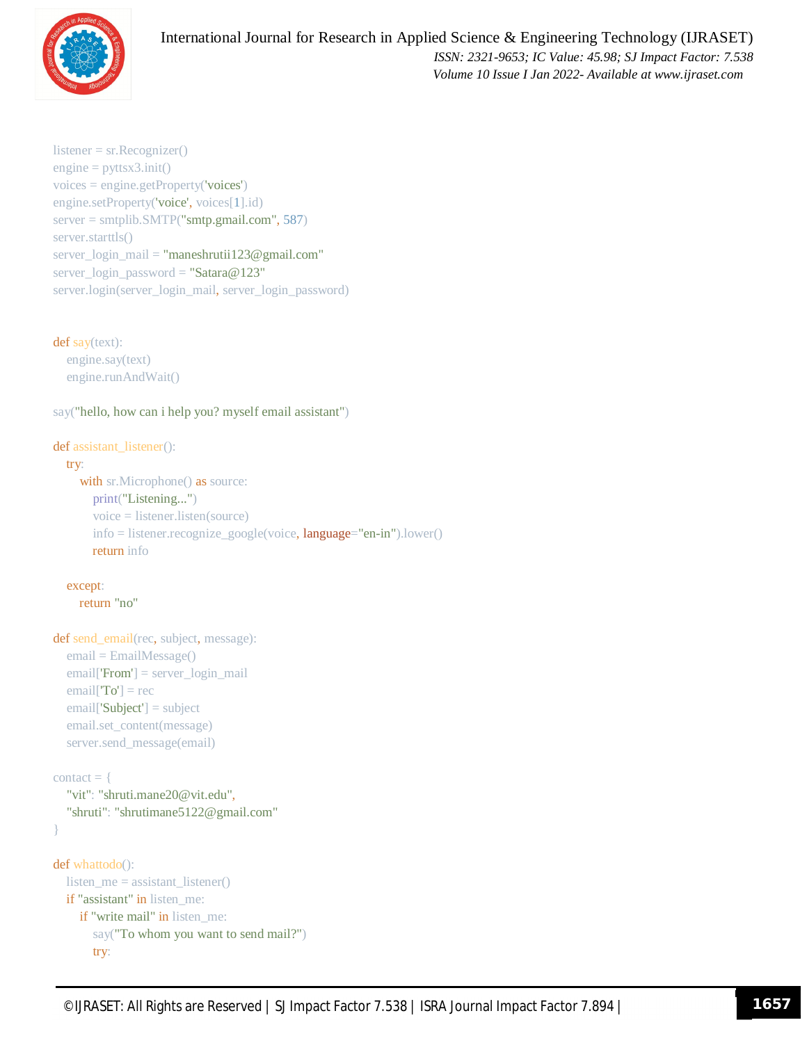```python
listener = sr.Recognizer()
engine = pyttsx3.init()
voices = engine.getProperty('voices')
engine.setProperty('voice', voices[1].id)
server = smtplib.SMTP("smtp.gmail.com", 587)
server.starttls()
server_login_mail = "maneshrutii123@gmail.com"
server_login_password = "Satara@123"
server.login(server_login_mail, server_login_password)


def say(text):
    engine.say(text)
    engine.runAndWait()

say("hello, how can i help you? myself email assistant")

def assistant_listener():
    try:
        with sr.Microphone() as source:
            print("Listening...")
            voice = listener.listen(source)
            info = listener.recognize_google(voice, language="en-in").lower()
            return info

    except:
        return "no"

def send_email(rec, subject, message):
    email = EmailMessage()
    email['From'] = server_login_mail
    email['To'] = rec
    email['Subject'] = subject
    email.set_content(message)
    server.send_message(email)

contact = {
    "vit": "shruti.mane20@vit.edu",
    "shruti": "shrutimane5122@gmail.com"
}

def whattodo():
    listen_me = assistant_listener()
    if "assistant" in listen_me:
        if "write mail" in listen_me:
            say("To whom you want to send mail?")
            try:
```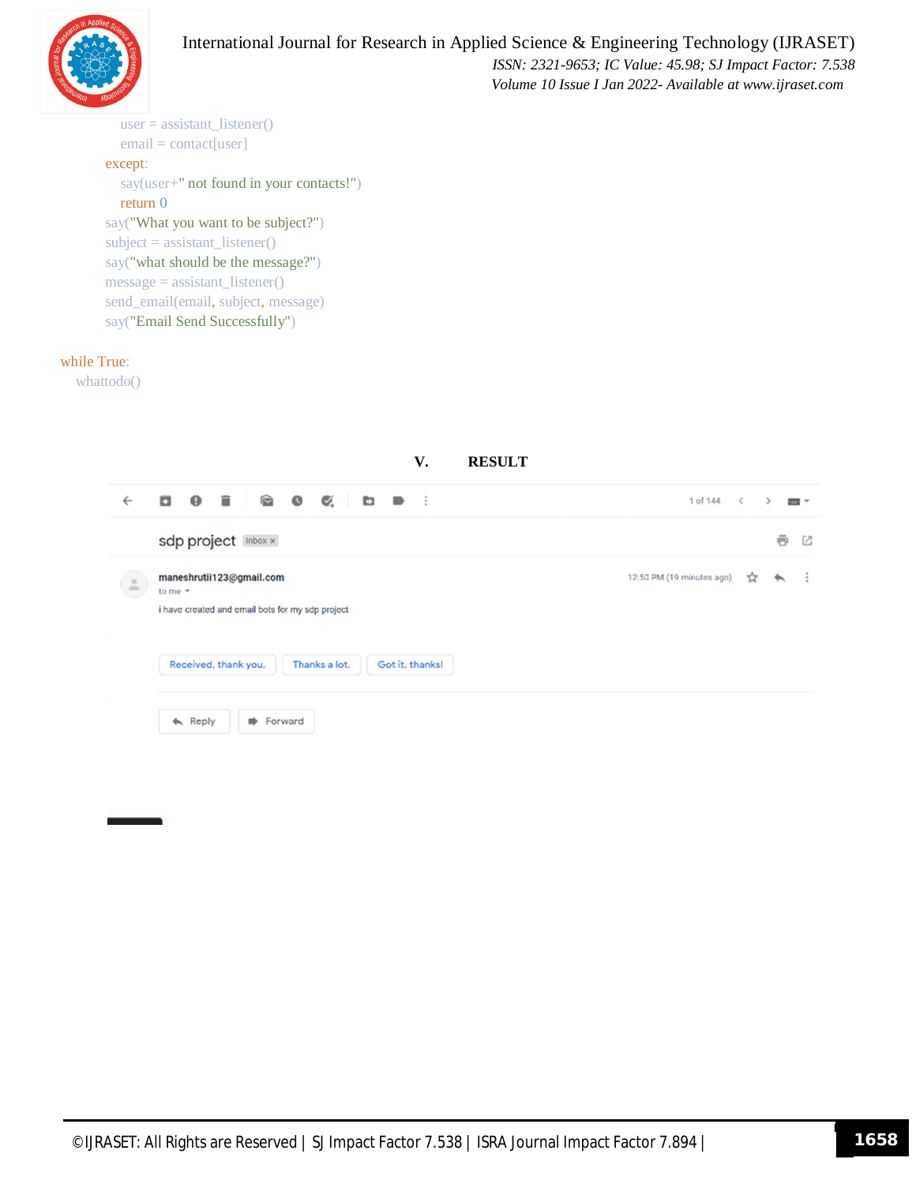```
        user = assistant_listener()
        email = contact[user]
    except:
        say(user+" not found in your contacts!")
        return 0
    say("What you want to be subject?")
    subject = assistant_listener()
    say("what should be the message?")
    message = assistant_listener()
    send_email(email, subject, message)
    say("Email Send Successfully")

while True:
    whattodo()
```

## V. RESULT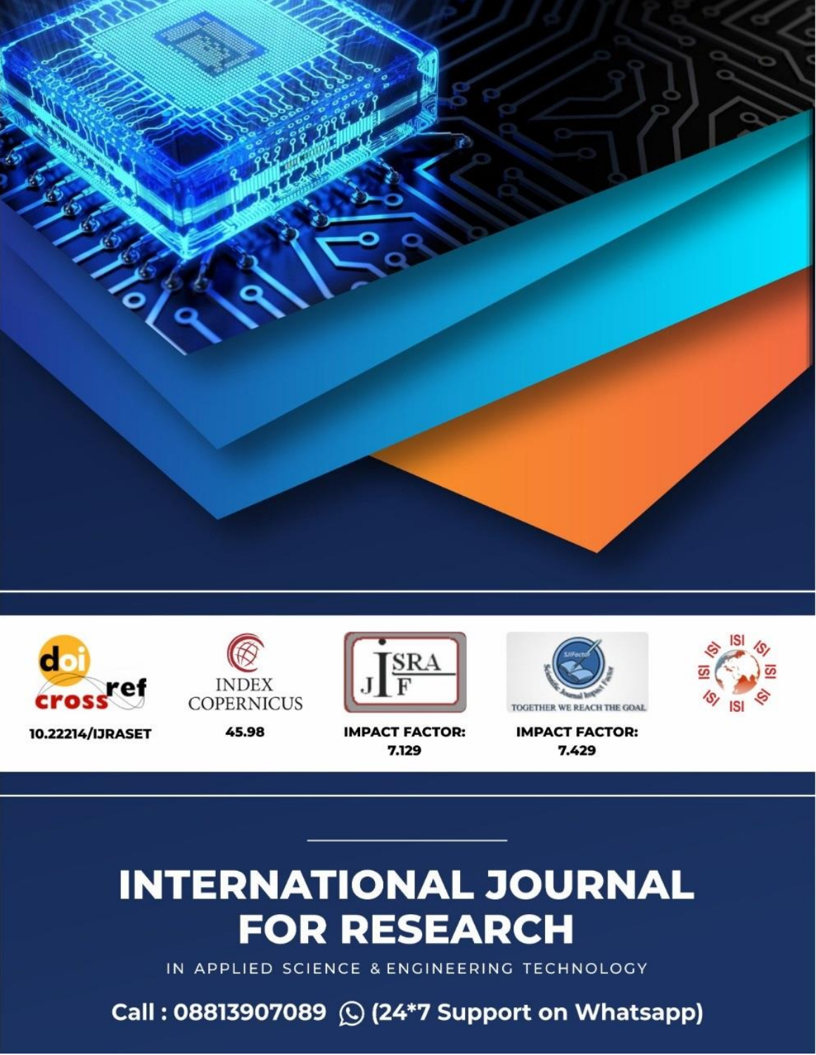10.22214/IJRASET

INDEX COPERNICUS

45.98

IMPACT FACTOR: 7.129

IMPACT FACTOR: 7.429

TOGETHER WE REACH THE GOAL

# INTERNATIONAL JOURNAL FOR RESEARCH

IN APPLIED SCIENCE & ENGINEERING TECHNOLOGY

Call : 08813907089 (24*7 Support on Whatsapp)